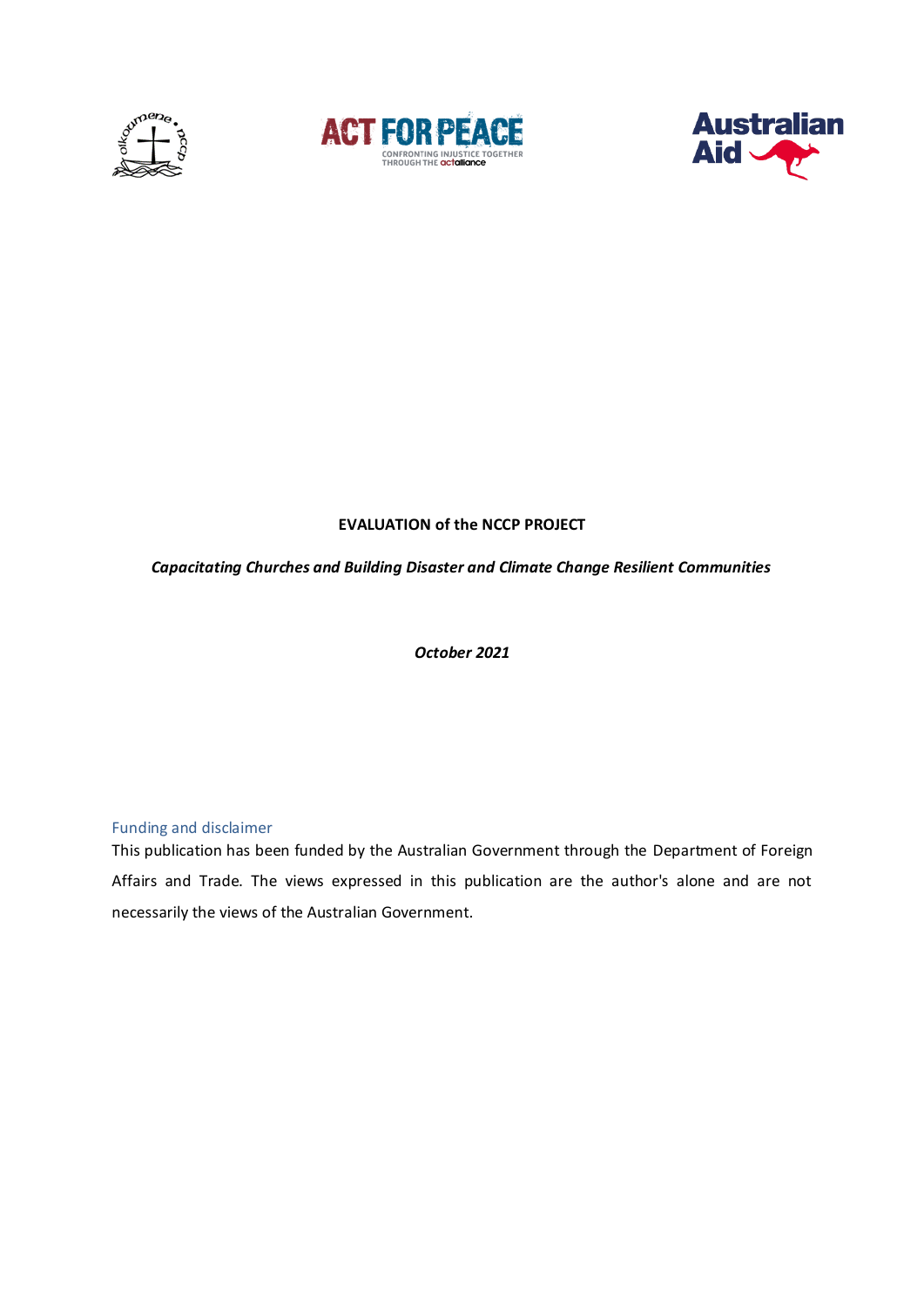**EVALUATION of the NCCP PROJECT**

***Capacitating Churches and Building Disaster and Climate Change Resilient Communities***

***October 2021***

## Funding and disclaimer

This publication has been funded by the Australian Government through the Department of Foreign Affairs and Trade. The views expressed in this publication are the author's alone and are not necessarily the views of the Australian Government.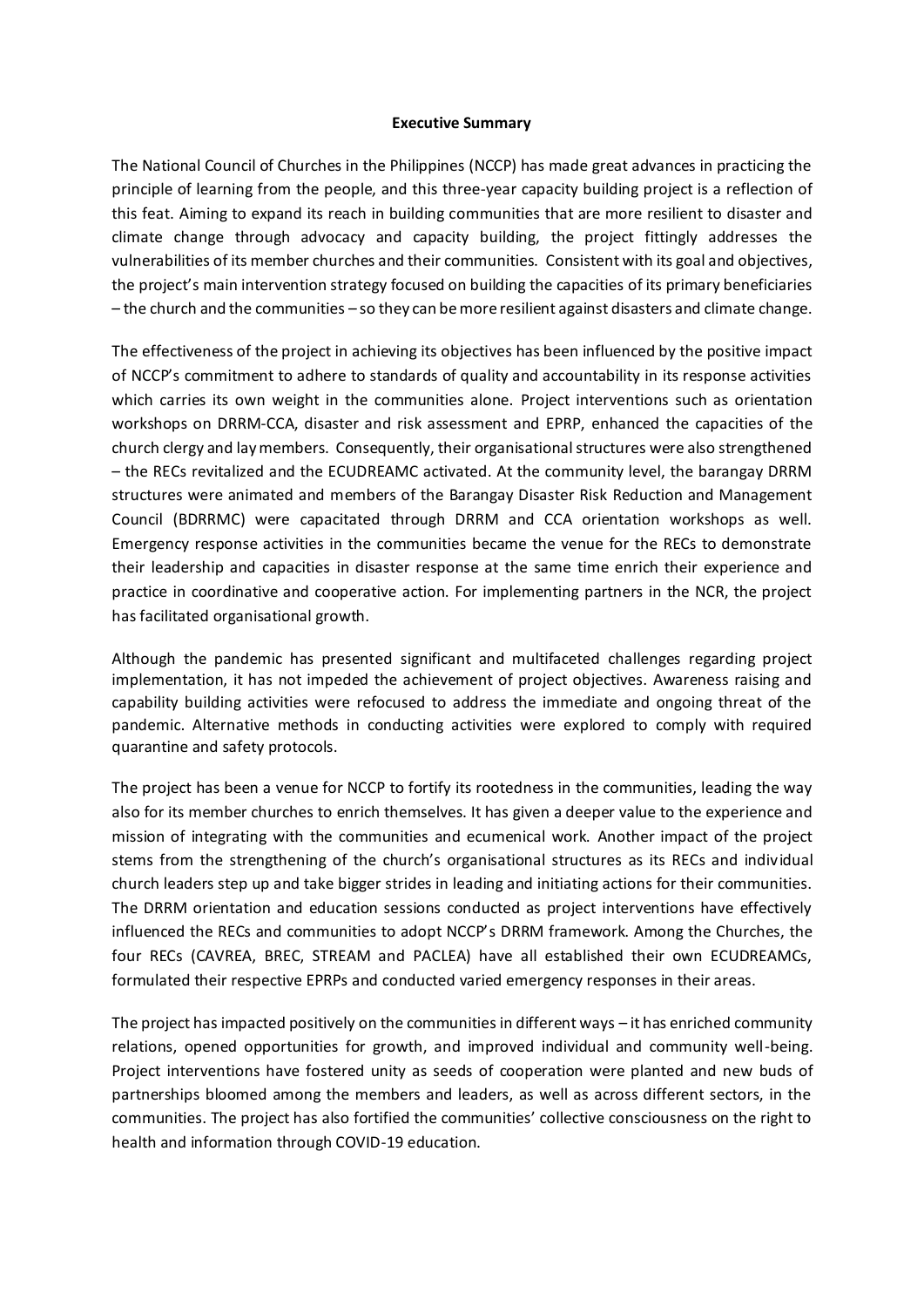**Executive Summary**

The National Council of Churches in the Philippines (NCCP) has made great advances in practicing the principle of learning from the people, and this three-year capacity building project is a reflection of this feat. Aiming to expand its reach in building communities that are more resilient to disaster and climate change through advocacy and capacity building, the project fittingly addresses the vulnerabilities of its member churches and their communities. Consistent with its goal and objectives, the project's main intervention strategy focused on building the capacities of its primary beneficiaries – the church and the communities – so they can be more resilient against disasters and climate change.

The effectiveness of the project in achieving its objectives has been influenced by the positive impact of NCCP's commitment to adhere to standards of quality and accountability in its response activities which carries its own weight in the communities alone. Project interventions such as orientation workshops on DRRM-CCA, disaster and risk assessment and EPRP, enhanced the capacities of the church clergy and lay members. Consequently, their organisational structures were also strengthened – the RECs revitalized and the ECUDREAMC activated. At the community level, the barangay DRRM structures were animated and members of the Barangay Disaster Risk Reduction and Management Council (BDRRMC) were capacitated through DRRM and CCA orientation workshops as well. Emergency response activities in the communities became the venue for the RECs to demonstrate their leadership and capacities in disaster response at the same time enrich their experience and practice in coordinative and cooperative action. For implementing partners in the NCR, the project has facilitated organisational growth.

Although the pandemic has presented significant and multifaceted challenges regarding project implementation, it has not impeded the achievement of project objectives. Awareness raising and capability building activities were refocused to address the immediate and ongoing threat of the pandemic. Alternative methods in conducting activities were explored to comply with required quarantine and safety protocols.

The project has been a venue for NCCP to fortify its rootedness in the communities, leading the way also for its member churches to enrich themselves. It has given a deeper value to the experience and mission of integrating with the communities and ecumenical work. Another impact of the project stems from the strengthening of the church's organisational structures as its RECs and individual church leaders step up and take bigger strides in leading and initiating actions for their communities. The DRRM orientation and education sessions conducted as project interventions have effectively influenced the RECs and communities to adopt NCCP's DRRM framework. Among the Churches, the four RECs (CAVREA, BREC, STREAM and PACLEA) have all established their own ECUDREAMCs, formulated their respective EPRPs and conducted varied emergency responses in their areas.

The project has impacted positively on the communities in different ways – it has enriched community relations, opened opportunities for growth, and improved individual and community well-being. Project interventions have fostered unity as seeds of cooperation were planted and new buds of partnerships bloomed among the members and leaders, as well as across different sectors, in the communities. The project has also fortified the communities' collective consciousness on the right to health and information through COVID-19 education.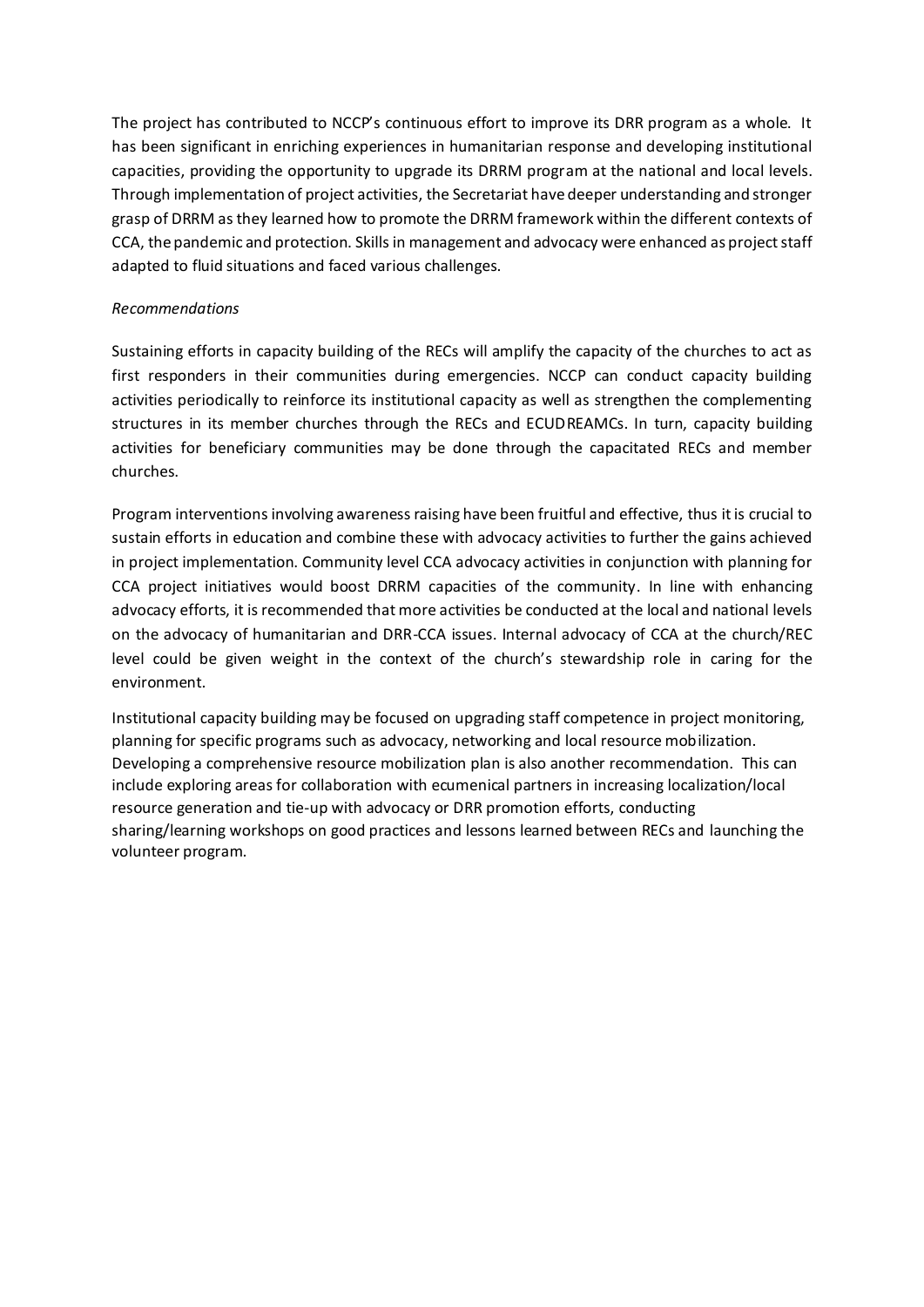The project has contributed to NCCP's continuous effort to improve its DRR program as a whole. It has been significant in enriching experiences in humanitarian response and developing institutional capacities, providing the opportunity to upgrade its DRRM program at the national and local levels. Through implementation of project activities, the Secretariat have deeper understanding and stronger grasp of DRRM as they learned how to promote the DRRM framework within the different contexts of CCA, the pandemic and protection. Skills in management and advocacy were enhanced as project staff adapted to fluid situations and faced various challenges.

*Recommendations*

Sustaining efforts in capacity building of the RECs will amplify the capacity of the churches to act as first responders in their communities during emergencies. NCCP can conduct capacity building activities periodically to reinforce its institutional capacity as well as strengthen the complementing structures in its member churches through the RECs and ECUDREAMCs. In turn, capacity building activities for beneficiary communities may be done through the capacitated RECs and member churches.

Program interventions involving awareness raising have been fruitful and effective, thus it is crucial to sustain efforts in education and combine these with advocacy activities to further the gains achieved in project implementation. Community level CCA advocacy activities in conjunction with planning for CCA project initiatives would boost DRRM capacities of the community. In line with enhancing advocacy efforts, it is recommended that more activities be conducted at the local and national levels on the advocacy of humanitarian and DRR-CCA issues. Internal advocacy of CCA at the church/REC level could be given weight in the context of the church's stewardship role in caring for the environment.

Institutional capacity building may be focused on upgrading staff competence in project monitoring, planning for specific programs such as advocacy, networking and local resource mobilization. Developing a comprehensive resource mobilization plan is also another recommendation. This can include exploring areas for collaboration with ecumenical partners in increasing localization/local resource generation and tie-up with advocacy or DRR promotion efforts, conducting sharing/learning workshops on good practices and lessons learned between RECs and launching the volunteer program.